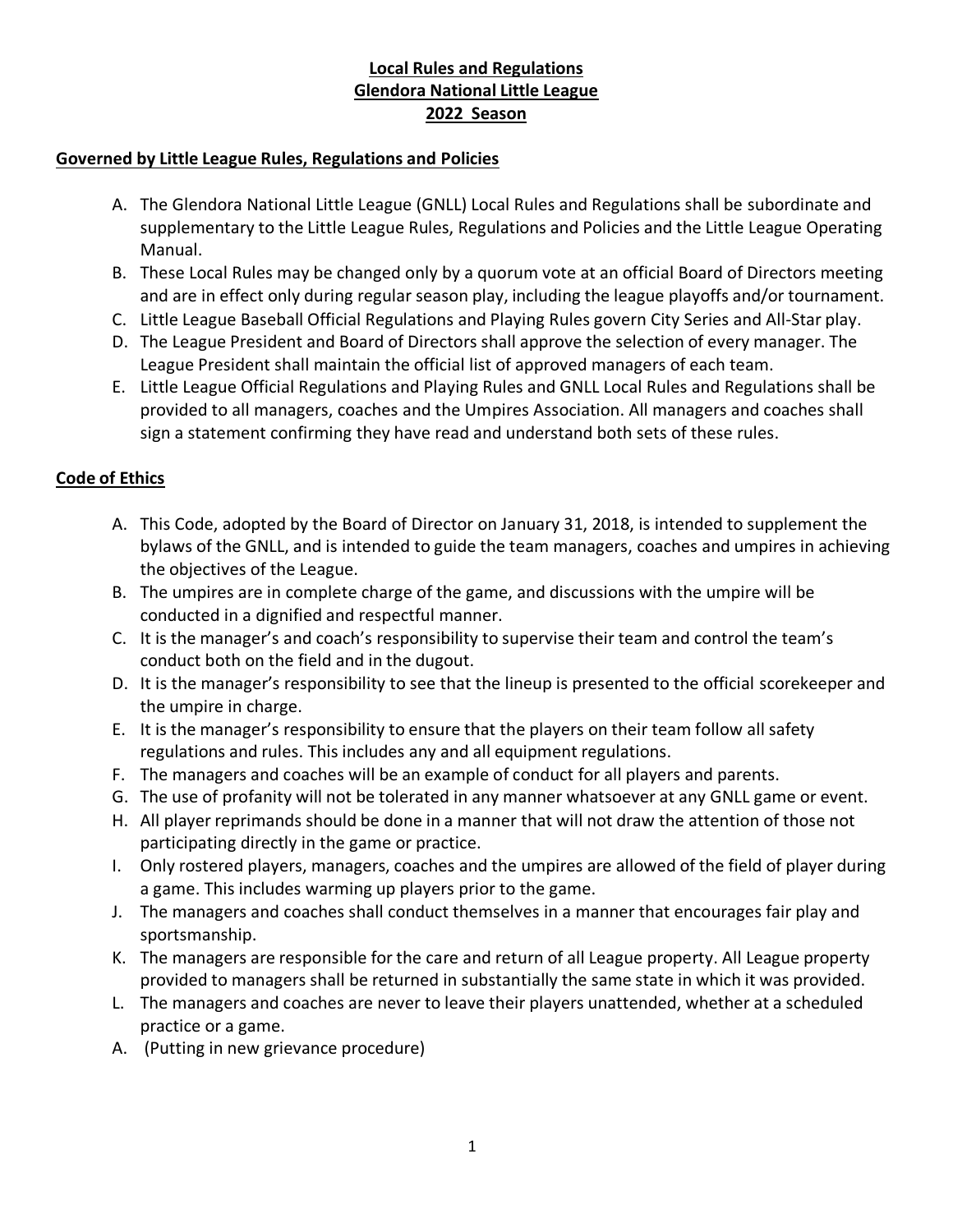# Local Rules and Regulations
# Glendora National Little League
# 2022 Season

## Governed by Little League Rules, Regulations and Policies

A. The Glendora National Little League (GNLL) Local Rules and Regulations shall be subordinate and supplementary to the Little League Rules, Regulations and Policies and the Little League Operating Manual.

B. These Local Rules may be changed only by a quorum vote at an official Board of Directors meeting and are in effect only during regular season play, including the league playoffs and/or tournament.

C. Little League Baseball Official Regulations and Playing Rules govern City Series and All-Star play.

D. The League President and Board of Directors shall approve the selection of every manager. The League President shall maintain the official list of approved managers of each team.

E. Little League Official Regulations and Playing Rules and GNLL Local Rules and Regulations shall be provided to all managers, coaches and the Umpires Association. All managers and coaches shall sign a statement confirming they have read and understand both sets of these rules.

## Code of Ethics

A. This Code, adopted by the Board of Director on January 31, 2018, is intended to supplement the bylaws of the GNLL, and is intended to guide the team managers, coaches and umpires in achieving the objectives of the League.

B. The umpires are in complete charge of the game, and discussions with the umpire will be conducted in a dignified and respectful manner.

C. It is the manager's and coach's responsibility to supervise their team and control the team's conduct both on the field and in the dugout.

D. It is the manager's responsibility to see that the lineup is presented to the official scorekeeper and the umpire in charge.

E. It is the manager's responsibility to ensure that the players on their team follow all safety regulations and rules. This includes any and all equipment regulations.

F. The managers and coaches will be an example of conduct for all players and parents.

G. The use of profanity will not be tolerated in any manner whatsoever at any GNLL game or event.

H. All player reprimands should be done in a manner that will not draw the attention of those not participating directly in the game or practice.

I. Only rostered players, managers, coaches and the umpires are allowed of the field of player during a game. This includes warming up players prior to the game.

J. The managers and coaches shall conduct themselves in a manner that encourages fair play and sportsmanship.

K. The managers are responsible for the care and return of all League property. All League property provided to managers shall be returned in substantially the same state in which it was provided.

L. The managers and coaches are never to leave their players unattended, whether at a scheduled practice or a game.

A. (Putting in new grievance procedure)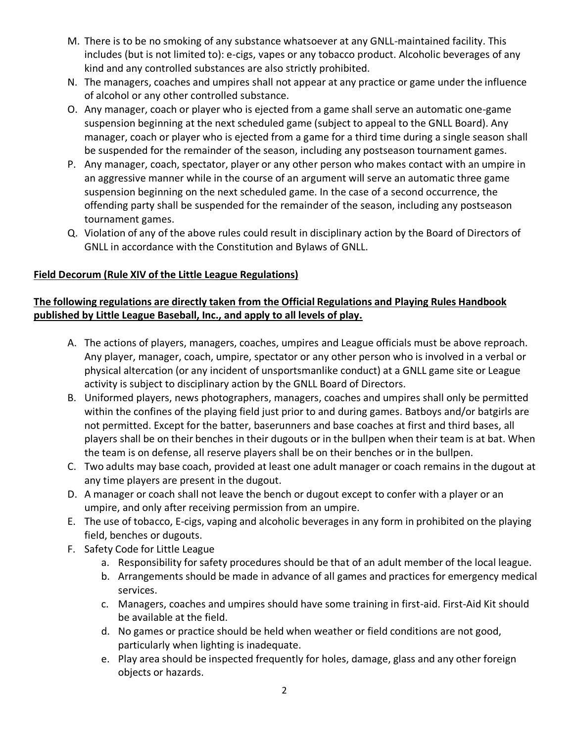M. There is to be no smoking of any substance whatsoever at any GNLL-maintained facility. This includes (but is not limited to): e-cigs, vapes or any tobacco product. Alcoholic beverages of any kind and any controlled substances are also strictly prohibited.

N. The managers, coaches and umpires shall not appear at any practice or game under the influence of alcohol or any other controlled substance.

O. Any manager, coach or player who is ejected from a game shall serve an automatic one-game suspension beginning at the next scheduled game (subject to appeal to the GNLL Board). Any manager, coach or player who is ejected from a game for a third time during a single season shall be suspended for the remainder of the season, including any postseason tournament games.

P. Any manager, coach, spectator, player or any other person who makes contact with an umpire in an aggressive manner while in the course of an argument will serve an automatic three game suspension beginning on the next scheduled game. In the case of a second occurrence, the offending party shall be suspended for the remainder of the season, including any postseason tournament games.

Q. Violation of any of the above rules could result in disciplinary action by the Board of Directors of GNLL in accordance with the Constitution and Bylaws of GNLL.

**<u>Field Decorum (Rule XIV of the Little League Regulations)</u>**

**<u>The following regulations are directly taken from the Official Regulations and Playing Rules Handbook published by Little League Baseball, Inc., and apply to all levels of play.</u>**

A. The actions of players, managers, coaches, umpires and League officials must be above reproach. Any player, manager, coach, umpire, spectator or any other person who is involved in a verbal or physical altercation (or any incident of unsportsmanlike conduct) at a GNLL game site or League activity is subject to disciplinary action by the GNLL Board of Directors.

B. Uniformed players, news photographers, managers, coaches and umpires shall only be permitted within the confines of the playing field just prior to and during games. Batboys and/or batgirls are not permitted. Except for the batter, baserunners and base coaches at first and third bases, all players shall be on their benches in their dugouts or in the bullpen when their team is at bat. When the team is on defense, all reserve players shall be on their benches or in the bullpen.

C. Two adults may base coach, provided at least one adult manager or coach remains in the dugout at any time players are present in the dugout.

D. A manager or coach shall not leave the bench or dugout except to confer with a player or an umpire, and only after receiving permission from an umpire.

E. The use of tobacco, E-cigs, vaping and alcoholic beverages in any form in prohibited on the playing field, benches or dugouts.

F. Safety Code for Little League
   a. Responsibility for safety procedures should be that of an adult member of the local league.
   b. Arrangements should be made in advance of all games and practices for emergency medical services.
   c. Managers, coaches and umpires should have some training in first-aid. First-Aid Kit should be available at the field.
   d. No games or practice should be held when weather or field conditions are not good, particularly when lighting is inadequate.
   e. Play area should be inspected frequently for holes, damage, glass and any other foreign objects or hazards.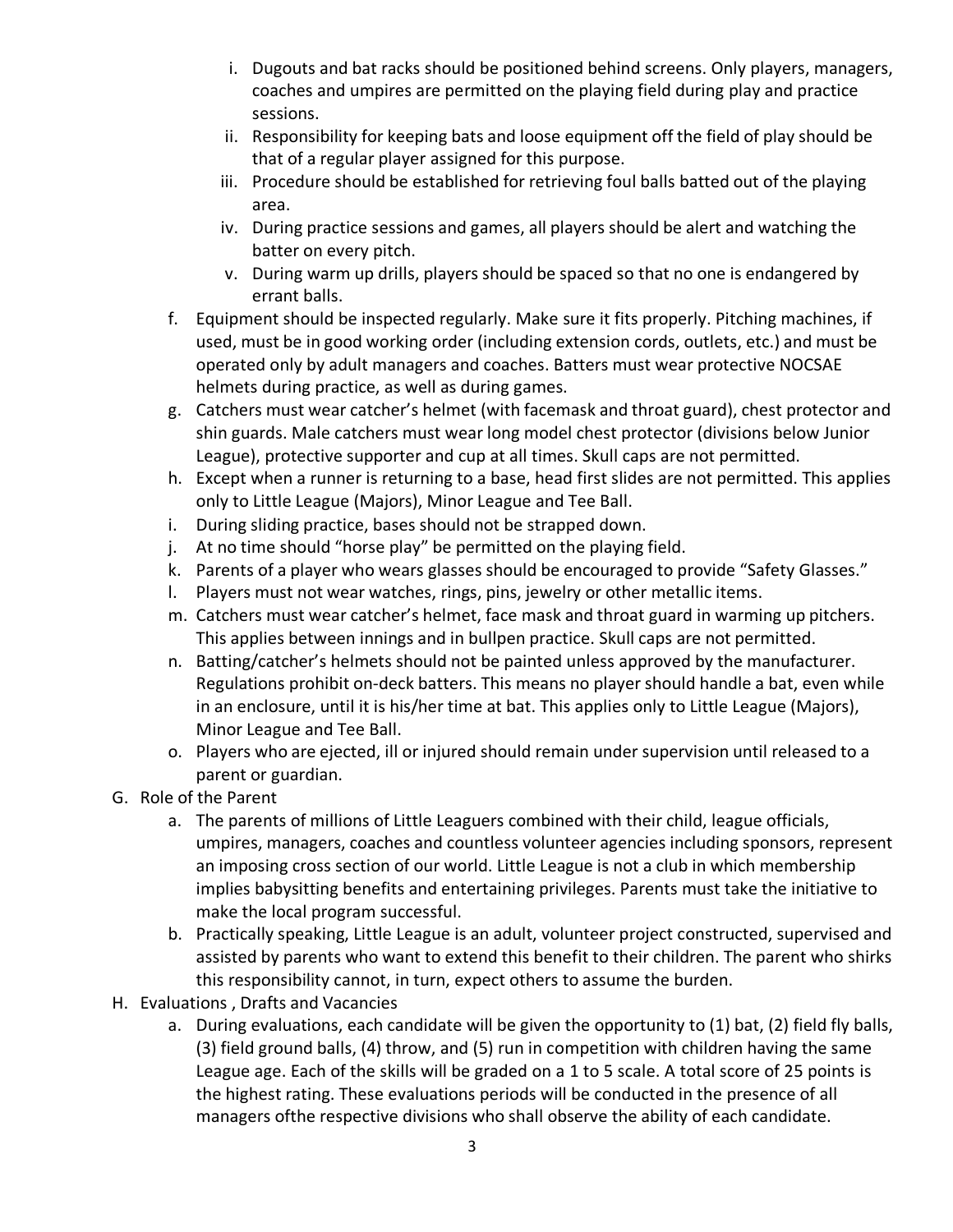i. Dugouts and bat racks should be positioned behind screens. Only players, managers, coaches and umpires are permitted on the playing field during play and practice sessions.
ii. Responsibility for keeping bats and loose equipment off the field of play should be that of a regular player assigned for this purpose.
iii. Procedure should be established for retrieving foul balls batted out of the playing area.
iv. During practice sessions and games, all players should be alert and watching the batter on every pitch.
v. During warm up drills, players should be spaced so that no one is endangered by errant balls.

f. Equipment should be inspected regularly. Make sure it fits properly. Pitching machines, if used, must be in good working order (including extension cords, outlets, etc.) and must be operated only by adult managers and coaches. Batters must wear protective NOCSAE helmets during practice, as well as during games.
g. Catchers must wear catcher's helmet (with facemask and throat guard), chest protector and shin guards. Male catchers must wear long model chest protector (divisions below Junior League), protective supporter and cup at all times. Skull caps are not permitted.
h. Except when a runner is returning to a base, head first slides are not permitted. This applies only to Little League (Majors), Minor League and Tee Ball.
i. During sliding practice, bases should not be strapped down.
j. At no time should "horse play" be permitted on the playing field.
k. Parents of a player who wears glasses should be encouraged to provide "Safety Glasses."
l. Players must not wear watches, rings, pins, jewelry or other metallic items.
m. Catchers must wear catcher's helmet, face mask and throat guard in warming up pitchers. This applies between innings and in bullpen practice. Skull caps are not permitted.
n. Batting/catcher's helmets should not be painted unless approved by the manufacturer. Regulations prohibit on-deck batters. This means no player should handle a bat, even while in an enclosure, until it is his/her time at bat. This applies only to Little League (Majors), Minor League and Tee Ball.
o. Players who are ejected, ill or injured should remain under supervision until released to a parent or guardian.

G. Role of the Parent

a. The parents of millions of Little Leaguers combined with their child, league officials, umpires, managers, coaches and countless volunteer agencies including sponsors, represent an imposing cross section of our world. Little League is not a club in which membership implies babysitting benefits and entertaining privileges. Parents must take the initiative to make the local program successful.
b. Practically speaking, Little League is an adult, volunteer project constructed, supervised and assisted by parents who want to extend this benefit to their children. The parent who shirks this responsibility cannot, in turn, expect others to assume the burden.

H. Evaluations , Drafts and Vacancies

a. During evaluations, each candidate will be given the opportunity to (1) bat, (2) field fly balls, (3) field ground balls, (4) throw, and (5) run in competition with children having the same League age. Each of the skills will be graded on a 1 to 5 scale. A total score of 25 points is the highest rating. These evaluations periods will be conducted in the presence of all managers ofthe respective divisions who shall observe the ability of each candidate.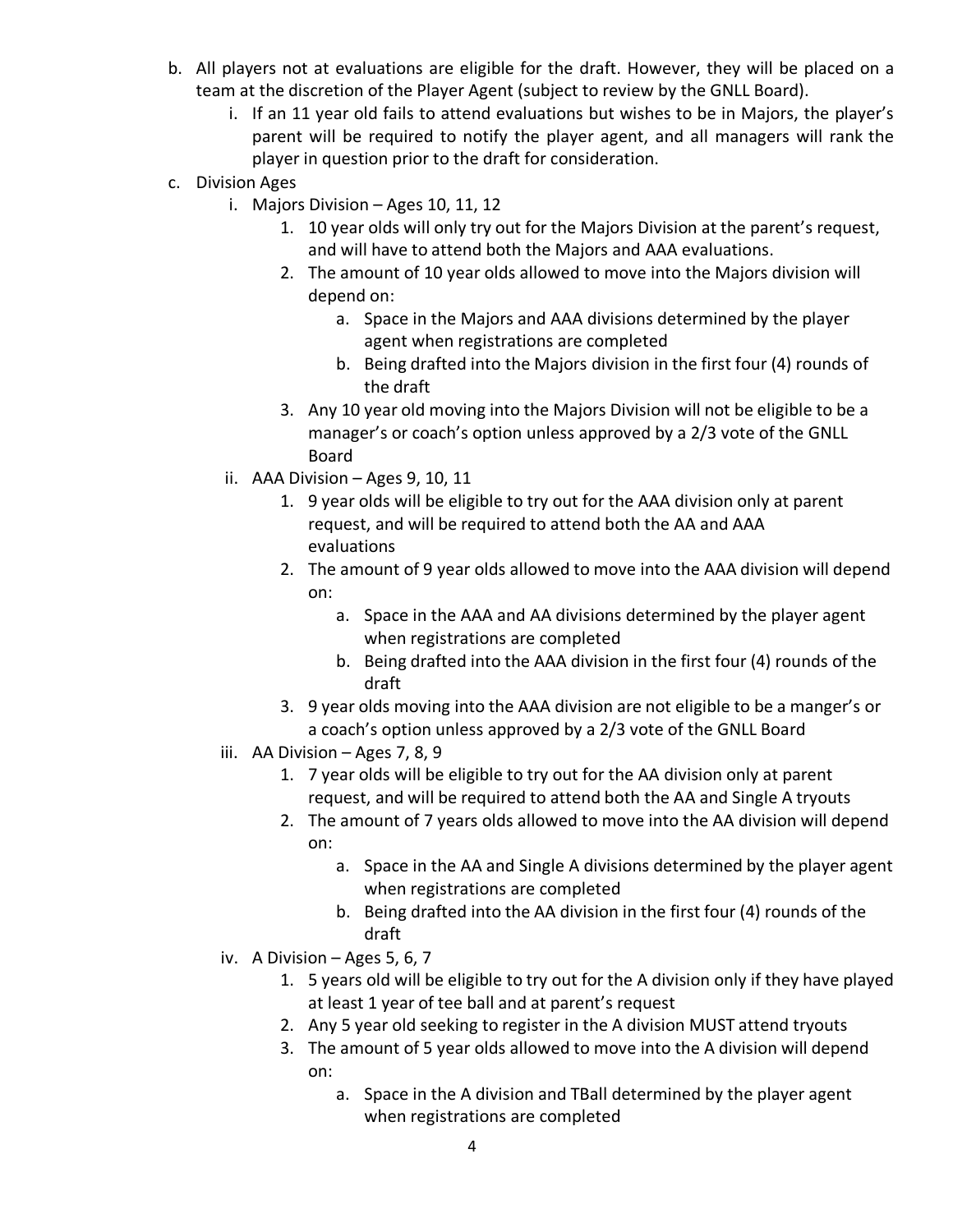b. All players not at evaluations are eligible for the draft. However, they will be placed on a team at the discretion of the Player Agent (subject to review by the GNLL Board).
   i. If an 11 year old fails to attend evaluations but wishes to be in Majors, the player's parent will be required to notify the player agent, and all managers will rank the player in question prior to the draft for consideration.

c. Division Ages
   i. Majors Division – Ages 10, 11, 12
      1. 10 year olds will only try out for the Majors Division at the parent's request, and will have to attend both the Majors and AAA evaluations.
      2. The amount of 10 year olds allowed to move into the Majors division will depend on:
         a. Space in the Majors and AAA divisions determined by the player agent when registrations are completed
         b. Being drafted into the Majors division in the first four (4) rounds of the draft
      3. Any 10 year old moving into the Majors Division will not be eligible to be a manager's or coach's option unless approved by a 2/3 vote of the GNLL Board
   ii. AAA Division – Ages 9, 10, 11
      1. 9 year olds will be eligible to try out for the AAA division only at parent request, and will be required to attend both the AA and AAA evaluations
      2. The amount of 9 year olds allowed to move into the AAA division will depend on:
         a. Space in the AAA and AA divisions determined by the player agent when registrations are completed
         b. Being drafted into the AAA division in the first four (4) rounds of the draft
      3. 9 year olds moving into the AAA division are not eligible to be a manger's or a coach's option unless approved by a 2/3 vote of the GNLL Board
   iii. AA Division – Ages 7, 8, 9
      1. 7 year olds will be eligible to try out for the AA division only at parent request, and will be required to attend both the AA and Single A tryouts
      2. The amount of 7 years olds allowed to move into the AA division will depend on:
         a. Space in the AA and Single A divisions determined by the player agent when registrations are completed
         b. Being drafted into the AA division in the first four (4) rounds of the draft
   iv. A Division – Ages 5, 6, 7
      1. 5 years old will be eligible to try out for the A division only if they have played at least 1 year of tee ball and at parent's request
      2. Any 5 year old seeking to register in the A division MUST attend tryouts
      3. The amount of 5 year olds allowed to move into the A division will depend on:
         a. Space in the A division and TBall determined by the player agent when registrations are completed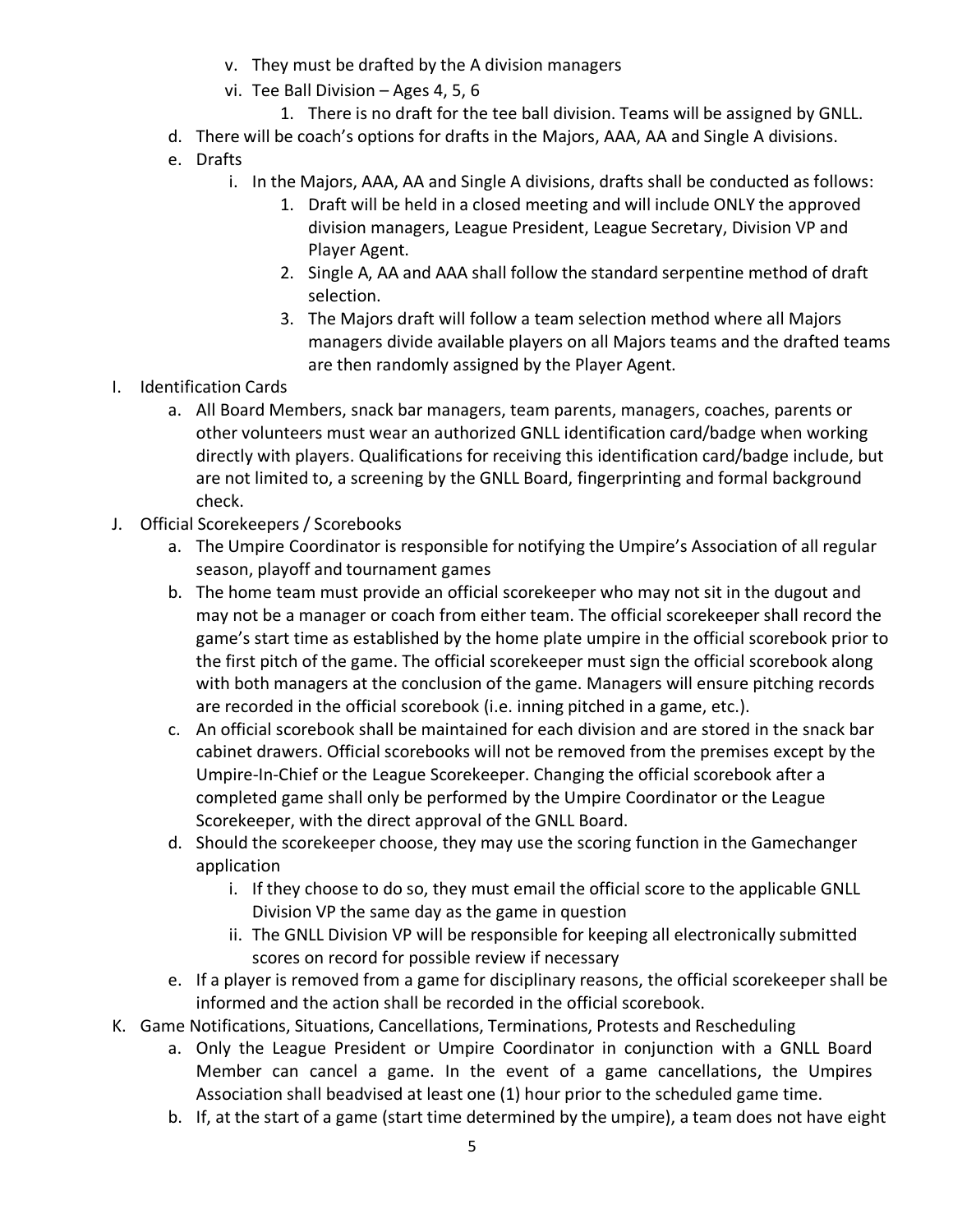v. They must be drafted by the A division managers

vi. Tee Ball Division – Ages 4, 5, 6

1. There is no draft for the tee ball division. Teams will be assigned by GNLL.

d. There will be coach's options for drafts in the Majors, AAA, AA and Single A divisions.

e. Drafts

i. In the Majors, AAA, AA and Single A divisions, drafts shall be conducted as follows:

1. Draft will be held in a closed meeting and will include ONLY the approved division managers, League President, League Secretary, Division VP and Player Agent.
2. Single A, AA and AAA shall follow the standard serpentine method of draft selection.
3. The Majors draft will follow a team selection method where all Majors managers divide available players on all Majors teams and the drafted teams are then randomly assigned by the Player Agent.

I. Identification Cards

a. All Board Members, snack bar managers, team parents, managers, coaches, parents or other volunteers must wear an authorized GNLL identification card/badge when working directly with players. Qualifications for receiving this identification card/badge include, but are not limited to, a screening by the GNLL Board, fingerprinting and formal background check.

J. Official Scorekeepers / Scorebooks

a. The Umpire Coordinator is responsible for notifying the Umpire's Association of all regular season, playoff and tournament games

b. The home team must provide an official scorekeeper who may not sit in the dugout and may not be a manager or coach from either team. The official scorekeeper shall record the game's start time as established by the home plate umpire in the official scorebook prior to the first pitch of the game. The official scorekeeper must sign the official scorebook along with both managers at the conclusion of the game. Managers will ensure pitching records are recorded in the official scorebook (i.e. inning pitched in a game, etc.).

c. An official scorebook shall be maintained for each division and are stored in the snack bar cabinet drawers. Official scorebooks will not be removed from the premises except by the Umpire-In-Chief or the League Scorekeeper. Changing the official scorebook after a completed game shall only be performed by the Umpire Coordinator or the League Scorekeeper, with the direct approval of the GNLL Board.

d. Should the scorekeeper choose, they may use the scoring function in the Gamechanger application

i. If they choose to do so, they must email the official score to the applicable GNLL Division VP the same day as the game in question

ii. The GNLL Division VP will be responsible for keeping all electronically submitted scores on record for possible review if necessary

e. If a player is removed from a game for disciplinary reasons, the official scorekeeper shall be informed and the action shall be recorded in the official scorebook.

K. Game Notifications, Situations, Cancellations, Terminations, Protests and Rescheduling

a. Only the League President or Umpire Coordinator in conjunction with a GNLL Board Member can cancel a game. In the event of a game cancellations, the Umpires Association shall beadvised at least one (1) hour prior to the scheduled game time.

b. If, at the start of a game (start time determined by the umpire), a team does not have eight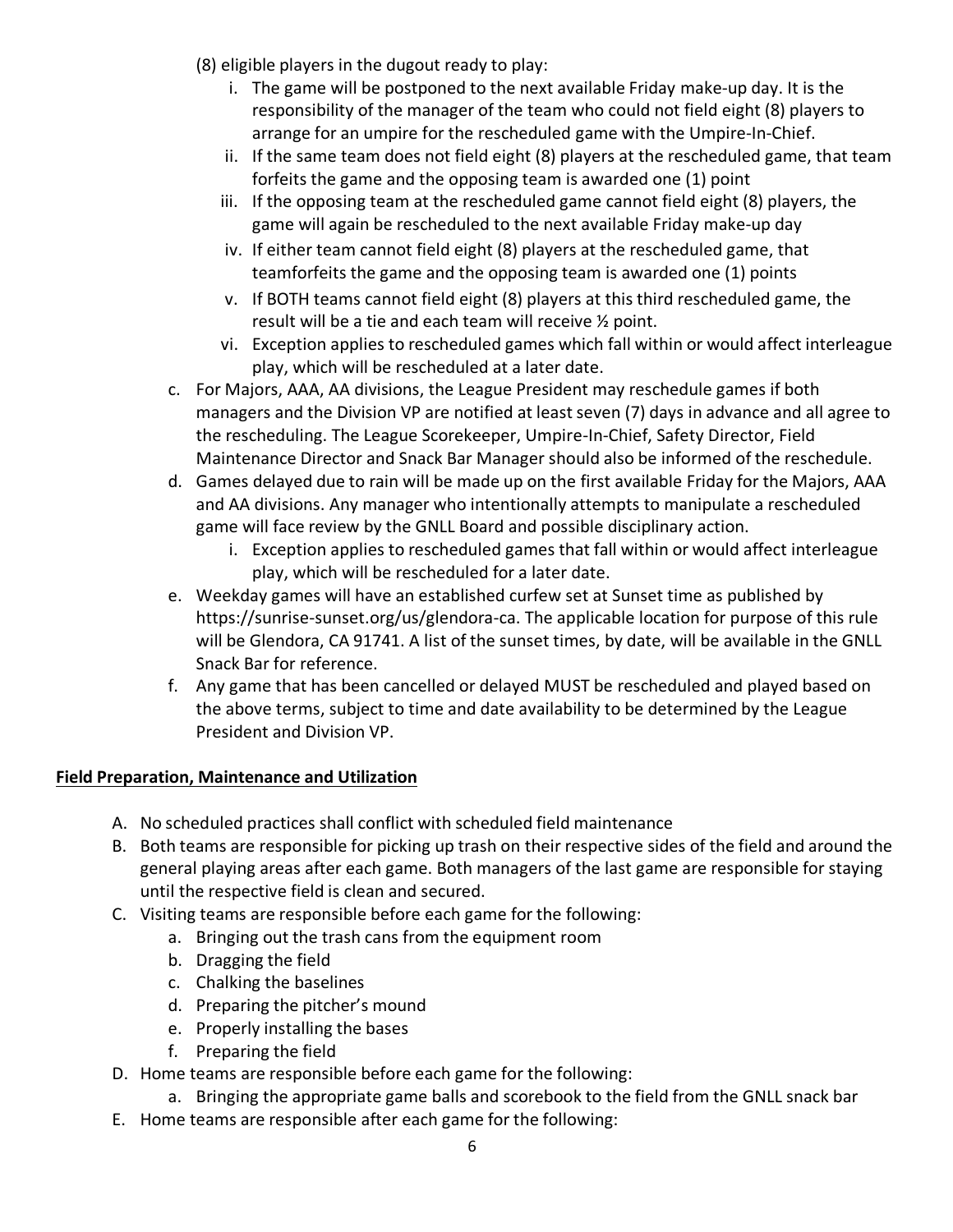(8) eligible players in the dugout ready to play:

   i. The game will be postponed to the next available Friday make-up day. It is the responsibility of the manager of the team who could not field eight (8) players to arrange for an umpire for the rescheduled game with the Umpire-In-Chief.
   ii. If the same team does not field eight (8) players at the rescheduled game, that team forfeits the game and the opposing team is awarded one (1) point
   iii. If the opposing team at the rescheduled game cannot field eight (8) players, the game will again be rescheduled to the next available Friday make-up day
   iv. If either team cannot field eight (8) players at the rescheduled game, that teamforfeits the game and the opposing team is awarded one (1) points
   v. If BOTH teams cannot field eight (8) players at this third rescheduled game, the result will be a tie and each team will receive ½ point.
   vi. Exception applies to rescheduled games which fall within or would affect interleague play, which will be rescheduled at a later date.

c. For Majors, AAA, AA divisions, the League President may reschedule games if both managers and the Division VP are notified at least seven (7) days in advance and all agree to the rescheduling. The League Scorekeeper, Umpire-In-Chief, Safety Director, Field Maintenance Director and Snack Bar Manager should also be informed of the reschedule.

d. Games delayed due to rain will be made up on the first available Friday for the Majors, AAA and AA divisions. Any manager who intentionally attempts to manipulate a rescheduled game will face review by the GNLL Board and possible disciplinary action.
   i. Exception applies to rescheduled games that fall within or would affect interleague play, which will be rescheduled for a later date.

e. Weekday games will have an established curfew set at Sunset time as published by https://sunrise-sunset.org/us/glendora-ca. The applicable location for purpose of this rule will be Glendora, CA 91741. A list of the sunset times, by date, will be available in the GNLL Snack Bar for reference.

f. Any game that has been cancelled or delayed MUST be rescheduled and played based on the above terms, subject to time and date availability to be determined by the League President and Division VP.

## Field Preparation, Maintenance and Utilization

A. No scheduled practices shall conflict with scheduled field maintenance
B. Both teams are responsible for picking up trash on their respective sides of the field and around the general playing areas after each game. Both managers of the last game are responsible for staying until the respective field is clean and secured.
C. Visiting teams are responsible before each game for the following:
   a. Bringing out the trash cans from the equipment room
   b. Dragging the field
   c. Chalking the baselines
   d. Preparing the pitcher's mound
   e. Properly installing the bases
   f. Preparing the field
D. Home teams are responsible before each game for the following:
   a. Bringing the appropriate game balls and scorebook to the field from the GNLL snack bar
E. Home teams are responsible after each game for the following: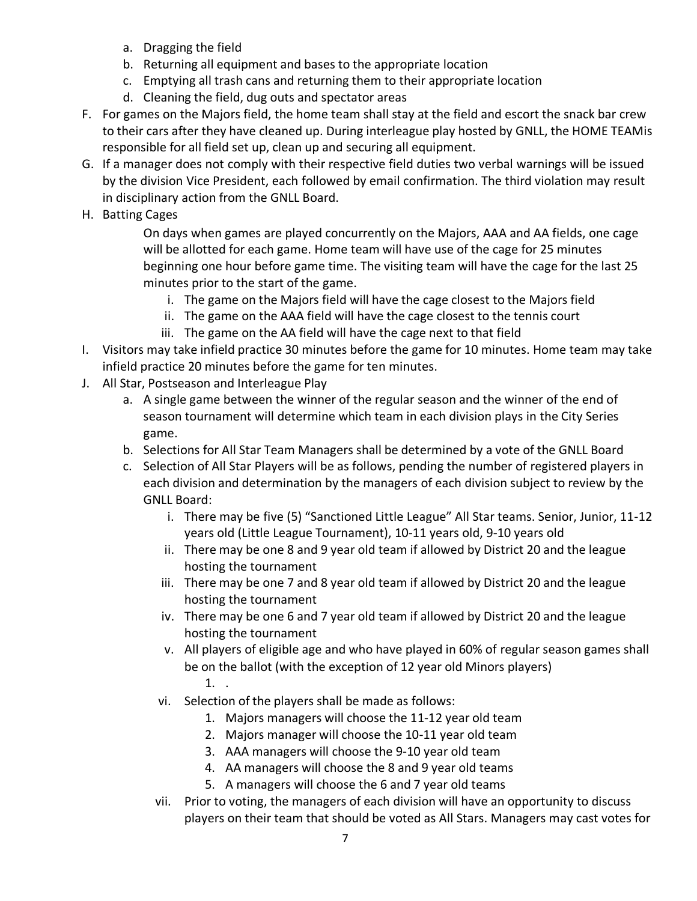a. Dragging the field
   b. Returning all equipment and bases to the appropriate location
   c. Emptying all trash cans and returning them to their appropriate location
   d. Cleaning the field, dug outs and spectator areas

F. For games on the Majors field, the home team shall stay at the field and escort the snack bar crew to their cars after they have cleaned up. During interleague play hosted by GNLL, the HOME TEAMis responsible for all field set up, clean up and securing all equipment.

G. If a manager does not comply with their respective field duties two verbal warnings will be issued by the division Vice President, each followed by email confirmation. The third violation may result in disciplinary action from the GNLL Board.

H. Batting Cages

   On days when games are played concurrently on the Majors, AAA and AA fields, one cage will be allotted for each game. Home team will have use of the cage for 25 minutes beginning one hour before game time. The visiting team will have the cage for the last 25 minutes prior to the start of the game.

   i. The game on the Majors field will have the cage closest to the Majors field
   ii. The game on the AAA field will have the cage closest to the tennis court
   iii. The game on the AA field will have the cage next to that field

I. Visitors may take infield practice 30 minutes before the game for 10 minutes. Home team may take infield practice 20 minutes before the game for ten minutes.

J. All Star, Postseason and Interleague Play

   a. A single game between the winner of the regular season and the winner of the end of season tournament will determine which team in each division plays in the City Series game.
   b. Selections for All Star Team Managers shall be determined by a vote of the GNLL Board
   c. Selection of All Star Players will be as follows, pending the number of registered players in each division and determination by the managers of each division subject to review by the GNLL Board:
      i. There may be five (5) "Sanctioned Little League" All Star teams. Senior, Junior, 11-12 years old (Little League Tournament), 10-11 years old, 9-10 years old
      ii. There may be one 8 and 9 year old team if allowed by District 20 and the league hosting the tournament
      iii. There may be one 7 and 8 year old team if allowed by District 20 and the league hosting the tournament
      iv. There may be one 6 and 7 year old team if allowed by District 20 and the league hosting the tournament
      v. All players of eligible age and who have played in 60% of regular season games shall be on the ballot (with the exception of 12 year old Minors players)
         1. .
      vi. Selection of the players shall be made as follows:
         1. Majors managers will choose the 11-12 year old team
         2. Majors manager will choose the 10-11 year old team
         3. AAA managers will choose the 9-10 year old team
         4. AA managers will choose the 8 and 9 year old teams
         5. A managers will choose the 6 and 7 year old teams
      vii. Prior to voting, the managers of each division will have an opportunity to discuss players on their team that should be voted as All Stars. Managers may cast votes for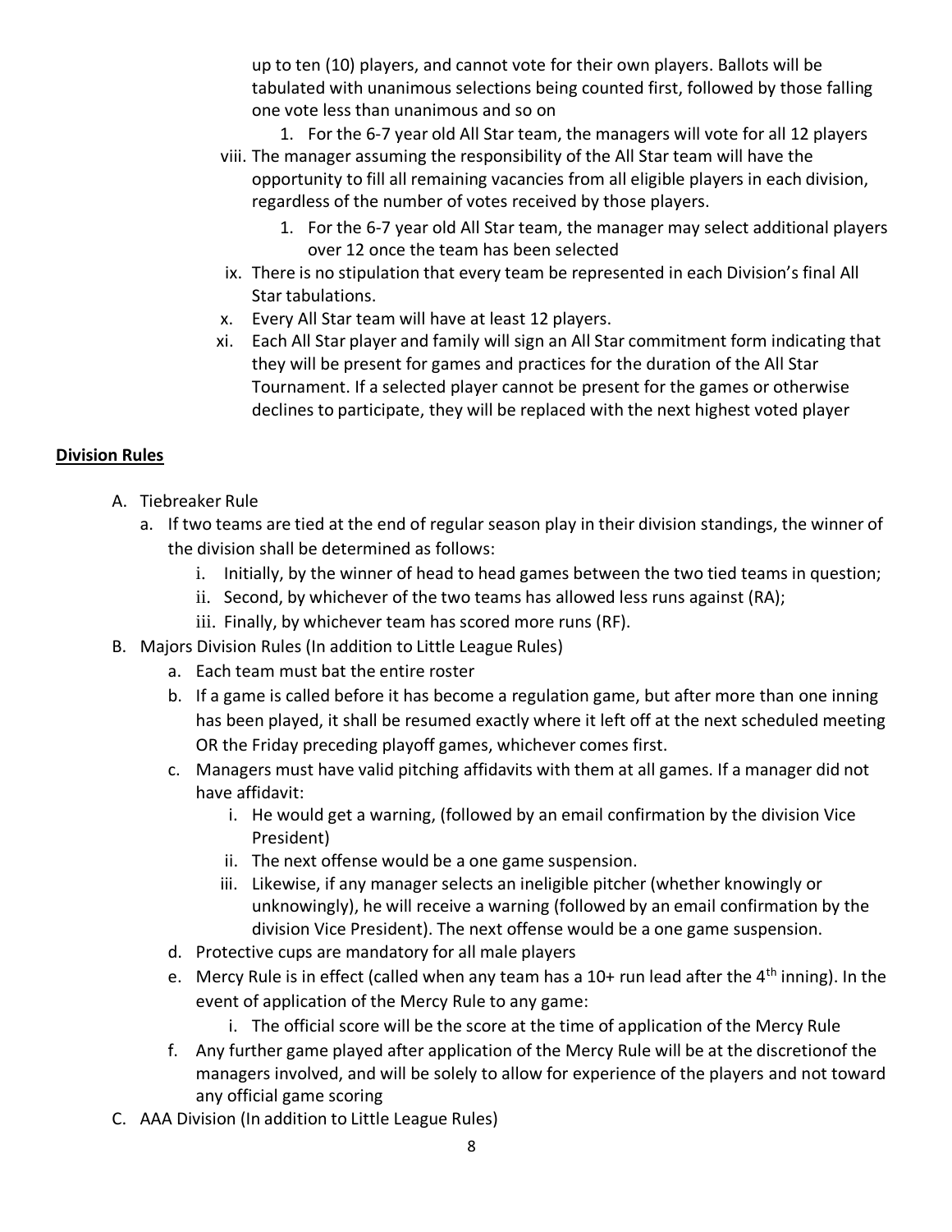up to ten (10) players, and cannot vote for their own players. Ballots will be tabulated with unanimous selections being counted first, followed by those falling one vote less than unanimous and so on

1. For the 6-7 year old All Star team, the managers will vote for all 12 players

viii. The manager assuming the responsibility of the All Star team will have the opportunity to fill all remaining vacancies from all eligible players in each division, regardless of the number of votes received by those players.

1. For the 6-7 year old All Star team, the manager may select additional players over 12 once the team has been selected

ix. There is no stipulation that every team be represented in each Division's final All Star tabulations.

x. Every All Star team will have at least 12 players.

xi. Each All Star player and family will sign an All Star commitment form indicating that they will be present for games and practices for the duration of the All Star Tournament. If a selected player cannot be present for the games or otherwise declines to participate, they will be replaced with the next highest voted player

## Division Rules

A. Tiebreaker Rule
   a. If two teams are tied at the end of regular season play in their division standings, the winner of the division shall be determined as follows:
      i. Initially, by the winner of head to head games between the two tied teams in question;
      ii. Second, by whichever of the two teams has allowed less runs against (RA);
      iii. Finally, by whichever team has scored more runs (RF).

B. Majors Division Rules (In addition to Little League Rules)
   a. Each team must bat the entire roster
   b. If a game is called before it has become a regulation game, but after more than one inning has been played, it shall be resumed exactly where it left off at the next scheduled meeting OR the Friday preceding playoff games, whichever comes first.
   c. Managers must have valid pitching affidavits with them at all games. If a manager did not have affidavit:
      i. He would get a warning, (followed by an email confirmation by the division Vice President)
      ii. The next offense would be a one game suspension.
      iii. Likewise, if any manager selects an ineligible pitcher (whether knowingly or unknowingly), he will receive a warning (followed by an email confirmation by the division Vice President). The next offense would be a one game suspension.
   d. Protective cups are mandatory for all male players
   e. Mercy Rule is in effect (called when any team has a 10+ run lead after the 4th inning). In the event of application of the Mercy Rule to any game:
      i. The official score will be the score at the time of application of the Mercy Rule
   f. Any further game played after application of the Mercy Rule will be at the discretionof the managers involved, and will be solely to allow for experience of the players and not toward any official game scoring

C. AAA Division (In addition to Little League Rules)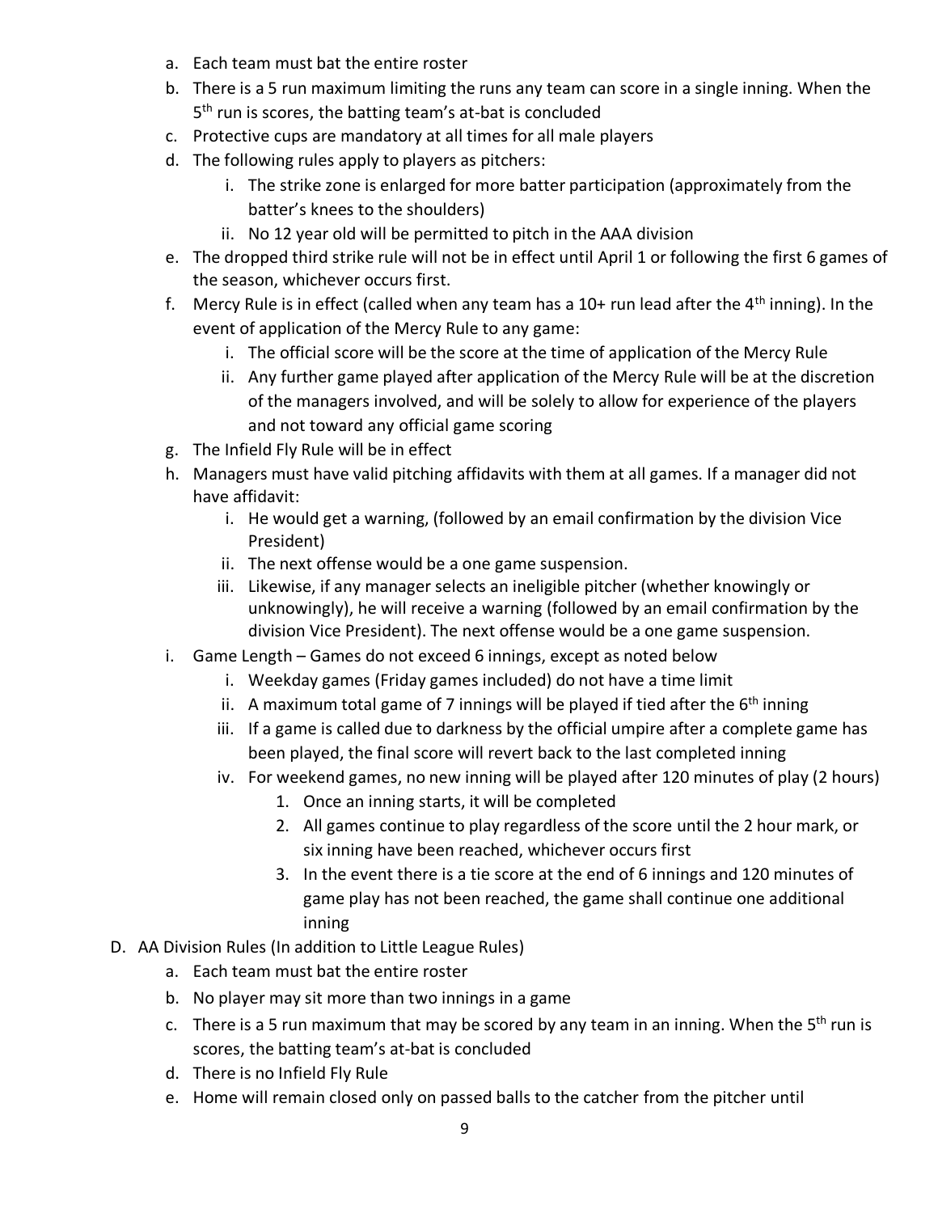a. Each team must bat the entire roster
b. There is a 5 run maximum limiting the runs any team can score in a single inning. When the 5th run is scores, the batting team's at-bat is concluded
c. Protective cups are mandatory at all times for all male players
d. The following rules apply to players as pitchers:
    i. The strike zone is enlarged for more batter participation (approximately from the batter's knees to the shoulders)
    ii. No 12 year old will be permitted to pitch in the AAA division
e. The dropped third strike rule will not be in effect until April 1 or following the first 6 games of the season, whichever occurs first.
f. Mercy Rule is in effect (called when any team has a 10+ run lead after the 4th inning). In the event of application of the Mercy Rule to any game:
    i. The official score will be the score at the time of application of the Mercy Rule
    ii. Any further game played after application of the Mercy Rule will be at the discretion of the managers involved, and will be solely to allow for experience of the players and not toward any official game scoring
g. The Infield Fly Rule will be in effect
h. Managers must have valid pitching affidavits with them at all games. If a manager did not have affidavit:
    i. He would get a warning, (followed by an email confirmation by the division Vice President)
    ii. The next offense would be a one game suspension.
    iii. Likewise, if any manager selects an ineligible pitcher (whether knowingly or unknowingly), he will receive a warning (followed by an email confirmation by the division Vice President). The next offense would be a one game suspension.
i. Game Length – Games do not exceed 6 innings, except as noted below
    i. Weekday games (Friday games included) do not have a time limit
    ii. A maximum total game of 7 innings will be played if tied after the 6th inning
    iii. If a game is called due to darkness by the official umpire after a complete game has been played, the final score will revert back to the last completed inning
    iv. For weekend games, no new inning will be played after 120 minutes of play (2 hours)
        1. Once an inning starts, it will be completed
        2. All games continue to play regardless of the score until the 2 hour mark, or six inning have been reached, whichever occurs first
        3. In the event there is a tie score at the end of 6 innings and 120 minutes of game play has not been reached, the game shall continue one additional inning

D. AA Division Rules (In addition to Little League Rules)
    a. Each team must bat the entire roster
    b. No player may sit more than two innings in a game
    c. There is a 5 run maximum that may be scored by any team in an inning. When the 5th run is scores, the batting team's at-bat is concluded
    d. There is no Infield Fly Rule
    e. Home will remain closed only on passed balls to the catcher from the pitcher until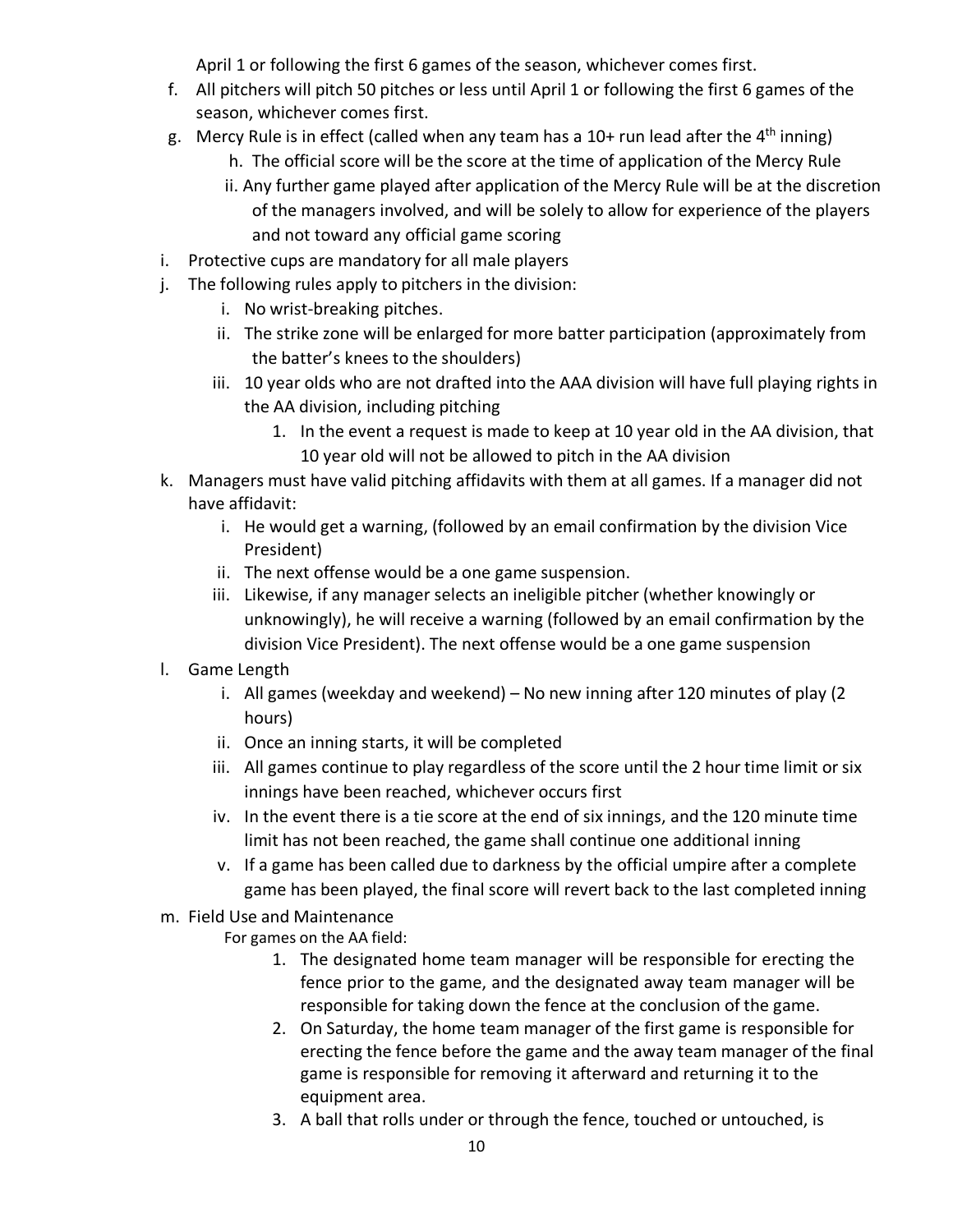April 1 or following the first 6 games of the season, whichever comes first.

f. All pitchers will pitch 50 pitches or less until April 1 or following the first 6 games of the season, whichever comes first.

g. Mercy Rule is in effect (called when any team has a 10+ run lead after the 4th inning)

   h. The official score will be the score at the time of application of the Mercy Rule

   ii. Any further game played after application of the Mercy Rule will be at the discretion of the managers involved, and will be solely to allow for experience of the players and not toward any official game scoring

i. Protective cups are mandatory for all male players

j. The following rules apply to pitchers in the division:

   i. No wrist-breaking pitches.

   ii. The strike zone will be enlarged for more batter participation (approximately from the batter's knees to the shoulders)

   iii. 10 year olds who are not drafted into the AAA division will have full playing rights in the AA division, including pitching

      1. In the event a request is made to keep at 10 year old in the AA division, that 10 year old will not be allowed to pitch in the AA division

k. Managers must have valid pitching affidavits with them at all games. If a manager did not have affidavit:

   i. He would get a warning, (followed by an email confirmation by the division Vice President)

   ii. The next offense would be a one game suspension.

   iii. Likewise, if any manager selects an ineligible pitcher (whether knowingly or unknowingly), he will receive a warning (followed by an email confirmation by the division Vice President). The next offense would be a one game suspension

l. Game Length

   i. All games (weekday and weekend) – No new inning after 120 minutes of play (2 hours)

   ii. Once an inning starts, it will be completed

   iii. All games continue to play regardless of the score until the 2 hour time limit or six innings have been reached, whichever occurs first

   iv. In the event there is a tie score at the end of six innings, and the 120 minute time limit has not been reached, the game shall continue one additional inning

   v. If a game has been called due to darkness by the official umpire after a complete game has been played, the final score will revert back to the last completed inning

m. Field Use and Maintenance

   For games on the AA field:

      1. The designated home team manager will be responsible for erecting the fence prior to the game, and the designated away team manager will be responsible for taking down the fence at the conclusion of the game.

      2. On Saturday, the home team manager of the first game is responsible for erecting the fence before the game and the away team manager of the final game is responsible for removing it afterward and returning it to the equipment area.

      3. A ball that rolls under or through the fence, touched or untouched, is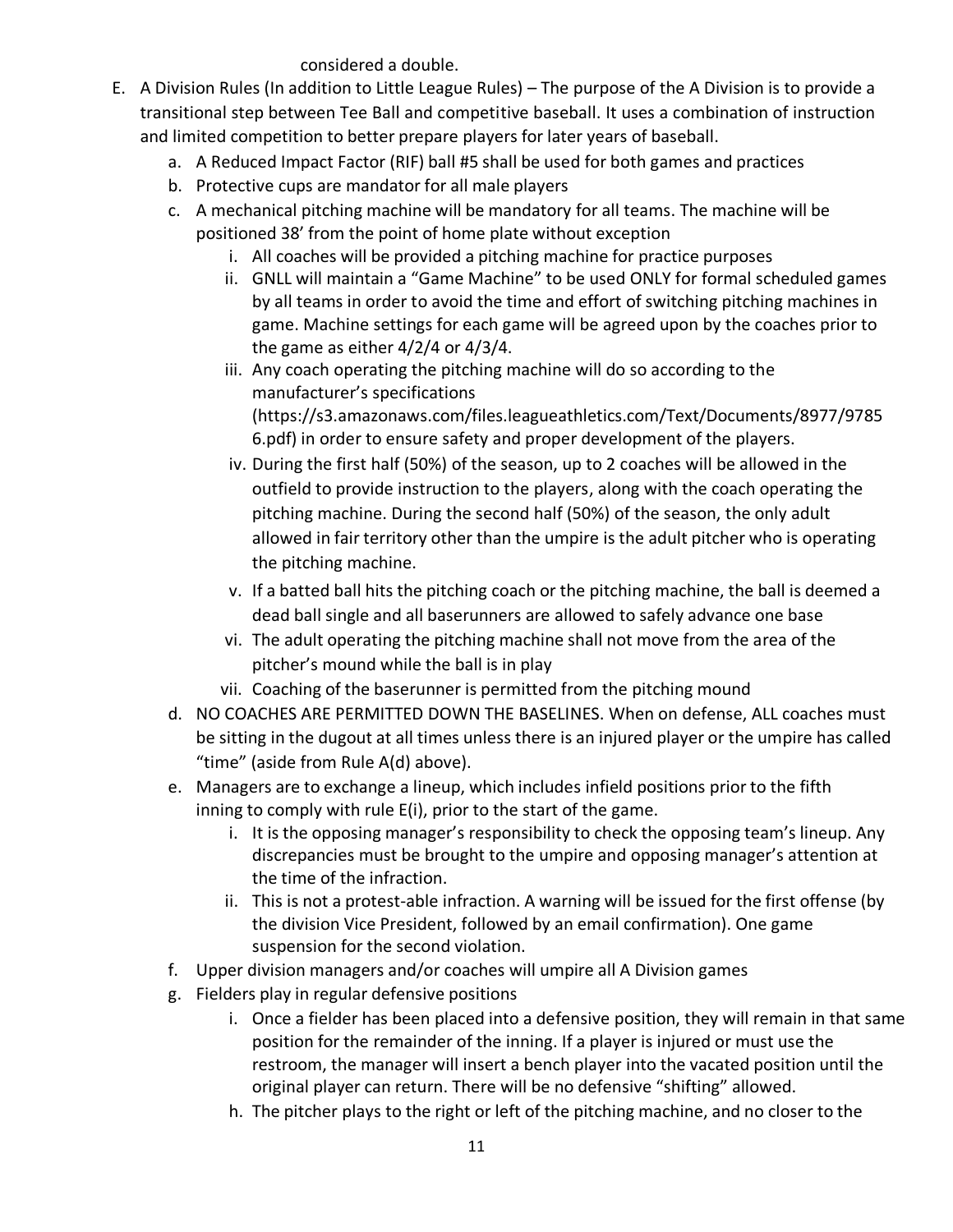considered a double.

E. A Division Rules (In addition to Little League Rules) – The purpose of the A Division is to provide a transitional step between Tee Ball and competitive baseball. It uses a combination of instruction and limited competition to better prepare players for later years of baseball.

   a. A Reduced Impact Factor (RIF) ball #5 shall be used for both games and practices
   b. Protective cups are mandator for all male players
   c. A mechanical pitching machine will be mandatory for all teams. The machine will be positioned 38' from the point of home plate without exception
      i. All coaches will be provided a pitching machine for practice purposes
      ii. GNLL will maintain a "Game Machine" to be used ONLY for formal scheduled games by all teams in order to avoid the time and effort of switching pitching machines in game. Machine settings for each game will be agreed upon by the coaches prior to the game as either 4/2/4 or 4/3/4.
      iii. Any coach operating the pitching machine will do so according to the manufacturer's specifications (https://s3.amazonaws.com/files.leagueathletics.com/Text/Documents/8977/97856.pdf) in order to ensure safety and proper development of the players.
      iv. During the first half (50%) of the season, up to 2 coaches will be allowed in the outfield to provide instruction to the players, along with the coach operating the pitching machine. During the second half (50%) of the season, the only adult allowed in fair territory other than the umpire is the adult pitcher who is operating the pitching machine.
      v. If a batted ball hits the pitching coach or the pitching machine, the ball is deemed a dead ball single and all baserunners are allowed to safely advance one base
      vi. The adult operating the pitching machine shall not move from the area of the pitcher's mound while the ball is in play
      vii. Coaching of the baserunner is permitted from the pitching mound
   d. NO COACHES ARE PERMITTED DOWN THE BASELINES. When on defense, ALL coaches must be sitting in the dugout at all times unless there is an injured player or the umpire has called "time" (aside from Rule A(d) above).
   e. Managers are to exchange a lineup, which includes infield positions prior to the fifth inning to comply with rule E(i), prior to the start of the game.
      i. It is the opposing manager's responsibility to check the opposing team's lineup. Any discrepancies must be brought to the umpire and opposing manager's attention at the time of the infraction.
      ii. This is not a protest-able infraction. A warning will be issued for the first offense (by the division Vice President, followed by an email confirmation). One game suspension for the second violation.
   f. Upper division managers and/or coaches will umpire all A Division games
   g. Fielders play in regular defensive positions
      i. Once a fielder has been placed into a defensive position, they will remain in that same position for the remainder of the inning. If a player is injured or must use the restroom, the manager will insert a bench player into the vacated position until the original player can return. There will be no defensive "shifting" allowed.
   h. The pitcher plays to the right or left of the pitching machine, and no closer to the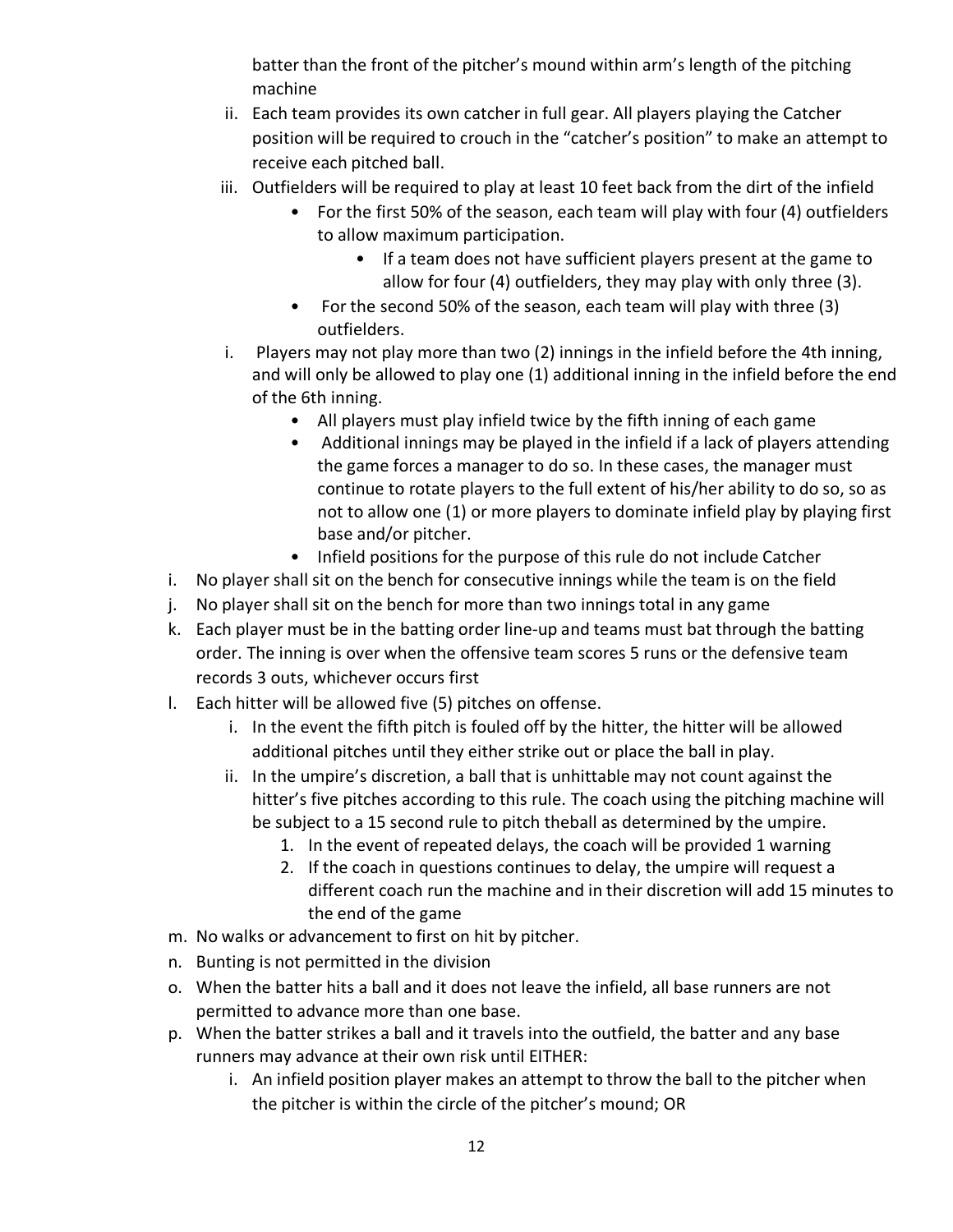batter than the front of the pitcher's mound within arm's length of the pitching machine

ii. Each team provides its own catcher in full gear. All players playing the Catcher position will be required to crouch in the "catcher's position" to make an attempt to receive each pitched ball.

iii. Outfielders will be required to play at least 10 feet back from the dirt of the infield
   - For the first 50% of the season, each team will play with four (4) outfielders to allow maximum participation.
     - If a team does not have sufficient players present at the game to allow for four (4) outfielders, they may play with only three (3).
   - For the second 50% of the season, each team will play with three (3) outfielders.

i. Players may not play more than two (2) innings in the infield before the 4th inning, and will only be allowed to play one (1) additional inning in the infield before the end of the 6th inning.
   - All players must play infield twice by the fifth inning of each game
   - Additional innings may be played in the infield if a lack of players attending the game forces a manager to do so. In these cases, the manager must continue to rotate players to the full extent of his/her ability to do so, so as not to allow one (1) or more players to dominate infield play by playing first base and/or pitcher.
   - Infield positions for the purpose of this rule do not include Catcher

i. No player shall sit on the bench for consecutive innings while the team is on the field

j. No player shall sit on the bench for more than two innings total in any game

k. Each player must be in the batting order line-up and teams must bat through the batting order. The inning is over when the offensive team scores 5 runs or the defensive team records 3 outs, whichever occurs first

l. Each hitter will be allowed five (5) pitches on offense.
   i. In the event the fifth pitch is fouled off by the hitter, the hitter will be allowed additional pitches until they either strike out or place the ball in play.
   ii. In the umpire's discretion, a ball that is unhittable may not count against the hitter's five pitches according to this rule. The coach using the pitching machine will be subject to a 15 second rule to pitch theball as determined by the umpire.
      1. In the event of repeated delays, the coach will be provided 1 warning
      2. If the coach in questions continues to delay, the umpire will request a different coach run the machine and in their discretion will add 15 minutes to the end of the game

m. No walks or advancement to first on hit by pitcher.

n. Bunting is not permitted in the division

o. When the batter hits a ball and it does not leave the infield, all base runners are not permitted to advance more than one base.

p. When the batter strikes a ball and it travels into the outfield, the batter and any base runners may advance at their own risk until EITHER:
   i. An infield position player makes an attempt to throw the ball to the pitcher when the pitcher is within the circle of the pitcher's mound; OR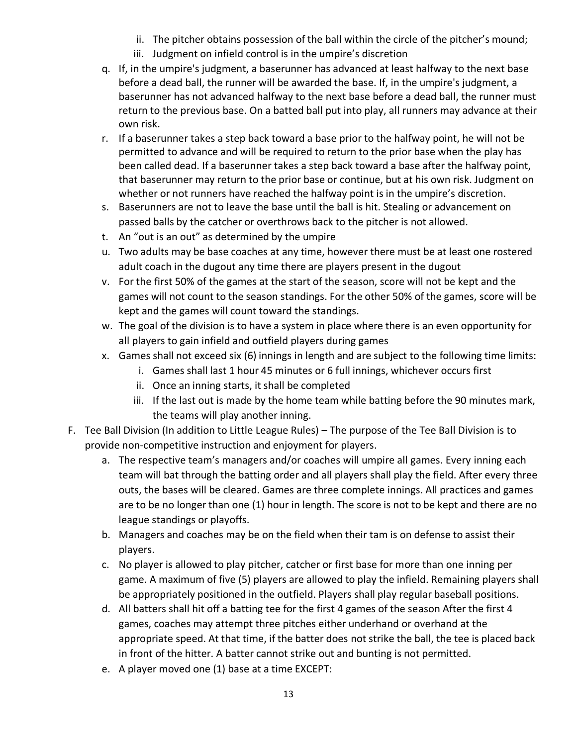- ii. The pitcher obtains possession of the ball within the circle of the pitcher's mound;
   - iii. Judgment on infield control is in the umpire's discretion

q. If, in the umpire's judgment, a baserunner has advanced at least halfway to the next base before a dead ball, the runner will be awarded the base. If, in the umpire's judgment, a baserunner has not advanced halfway to the next base before a dead ball, the runner must return to the previous base. On a batted ball put into play, all runners may advance at their own risk.

r. If a baserunner takes a step back toward a base prior to the halfway point, he will not be permitted to advance and will be required to return to the prior base when the play has been called dead. If a baserunner takes a step back toward a base after the halfway point, that baserunner may return to the prior base or continue, but at his own risk. Judgment on whether or not runners have reached the halfway point is in the umpire's discretion.

s. Baserunners are not to leave the base until the ball is hit. Stealing or advancement on passed balls by the catcher or overthrows back to the pitcher is not allowed.

t. An "out is an out" as determined by the umpire

u. Two adults may be base coaches at any time, however there must be at least one rostered adult coach in the dugout any time there are players present in the dugout

v. For the first 50% of the games at the start of the season, score will not be kept and the games will not count to the season standings. For the other 50% of the games, score will be kept and the games will count toward the standings.

w. The goal of the division is to have a system in place where there is an even opportunity for all players to gain infield and outfield players during games

x. Games shall not exceed six (6) innings in length and are subject to the following time limits:
   - i. Games shall last 1 hour 45 minutes or 6 full innings, whichever occurs first
   - ii. Once an inning starts, it shall be completed
   - iii. If the last out is made by the home team while batting before the 90 minutes mark, the teams will play another inning.

F. Tee Ball Division (In addition to Little League Rules) – The purpose of the Tee Ball Division is to provide non-competitive instruction and enjoyment for players.

a. The respective team's managers and/or coaches will umpire all games. Every inning each team will bat through the batting order and all players shall play the field. After every three outs, the bases will be cleared. Games are three complete innings. All practices and games are to be no longer than one (1) hour in length. The score is not to be kept and there are no league standings or playoffs.

b. Managers and coaches may be on the field when their tam is on defense to assist their players.

c. No player is allowed to play pitcher, catcher or first base for more than one inning per game. A maximum of five (5) players are allowed to play the infield. Remaining players shall be appropriately positioned in the outfield. Players shall play regular baseball positions.

d. All batters shall hit off a batting tee for the first 4 games of the season After the first 4 games, coaches may attempt three pitches either underhand or overhand at the appropriate speed. At that time, if the batter does not strike the ball, the tee is placed back in front of the hitter. A batter cannot strike out and bunting is not permitted.

e. A player moved one (1) base at a time EXCEPT: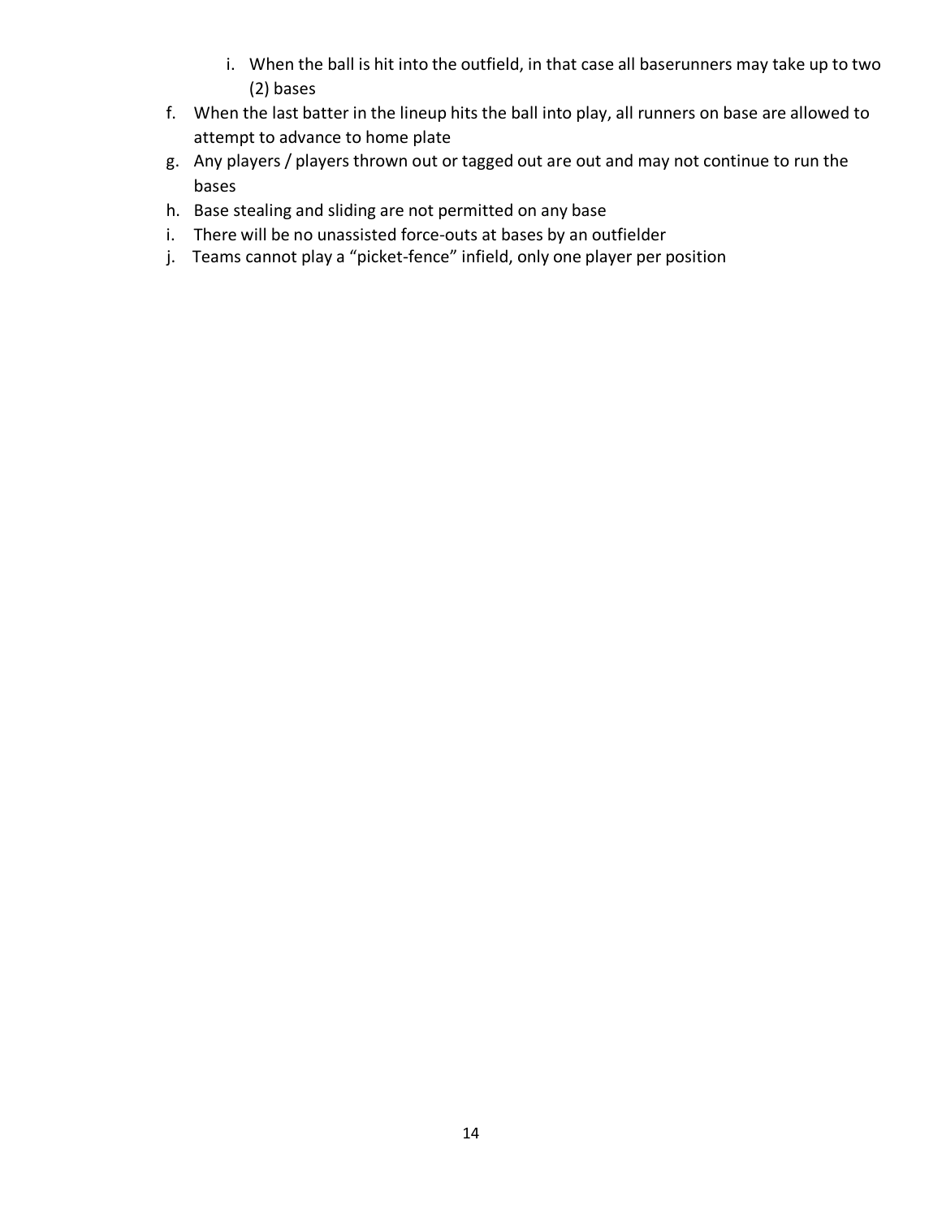i. When the ball is hit into the outfield, in that case all baserunners may take up to two (2) bases

f. When the last batter in the lineup hits the ball into play, all runners on base are allowed to attempt to advance to home plate
g. Any players / players thrown out or tagged out are out and may not continue to run the bases
h. Base stealing and sliding are not permitted on any base
i. There will be no unassisted force-outs at bases by an outfielder
j. Teams cannot play a "picket-fence" infield, only one player per position